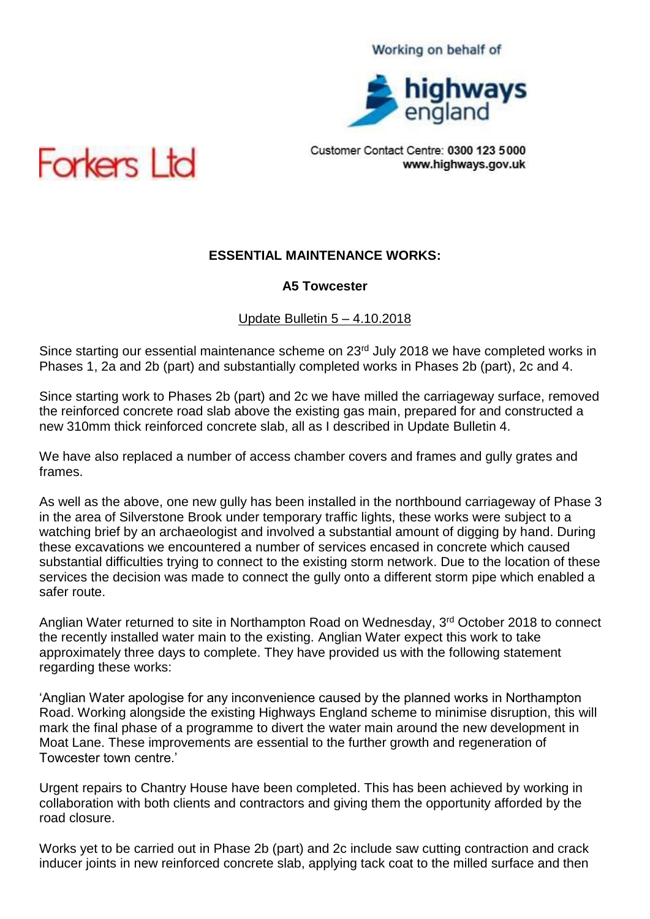Working on behalf of

highways england

Forkers Ltd

Customer Contact Centre: **0300 123 5000**
**www.highways.gov.uk**

**ESSENTIAL MAINTENANCE WORKS:**

**A5 Towcester**

Update Bulletin 5 – 4.10.2018

Since starting our essential maintenance scheme on 23rd July 2018 we have completed works in Phases 1, 2a and 2b (part) and substantially completed works in Phases 2b (part), 2c and 4.

Since starting work to Phases 2b (part) and 2c we have milled the carriageway surface, removed the reinforced concrete road slab above the existing gas main, prepared for and constructed a new 310mm thick reinforced concrete slab, all as I described in Update Bulletin 4.

We have also replaced a number of access chamber covers and frames and gully grates and frames.

As well as the above, one new gully has been installed in the northbound carriageway of Phase 3 in the area of Silverstone Brook under temporary traffic lights, these works were subject to a watching brief by an archaeologist and involved a substantial amount of digging by hand. During these excavations we encountered a number of services encased in concrete which caused substantial difficulties trying to connect to the existing storm network. Due to the location of these services the decision was made to connect the gully onto a different storm pipe which enabled a safer route.

Anglian Water returned to site in Northampton Road on Wednesday, 3rd October 2018 to connect the recently installed water main to the existing. Anglian Water expect this work to take approximately three days to complete. They have provided us with the following statement regarding these works:

'Anglian Water apologise for any inconvenience caused by the planned works in Northampton Road. Working alongside the existing Highways England scheme to minimise disruption, this will mark the final phase of a programme to divert the water main around the new development in Moat Lane. These improvements are essential to the further growth and regeneration of Towcester town centre.'

Urgent repairs to Chantry House have been completed. This has been achieved by working in collaboration with both clients and contractors and giving them the opportunity afforded by the road closure.

Works yet to be carried out in Phase 2b (part) and 2c include saw cutting contraction and crack inducer joints in new reinforced concrete slab, applying tack coat to the milled surface and then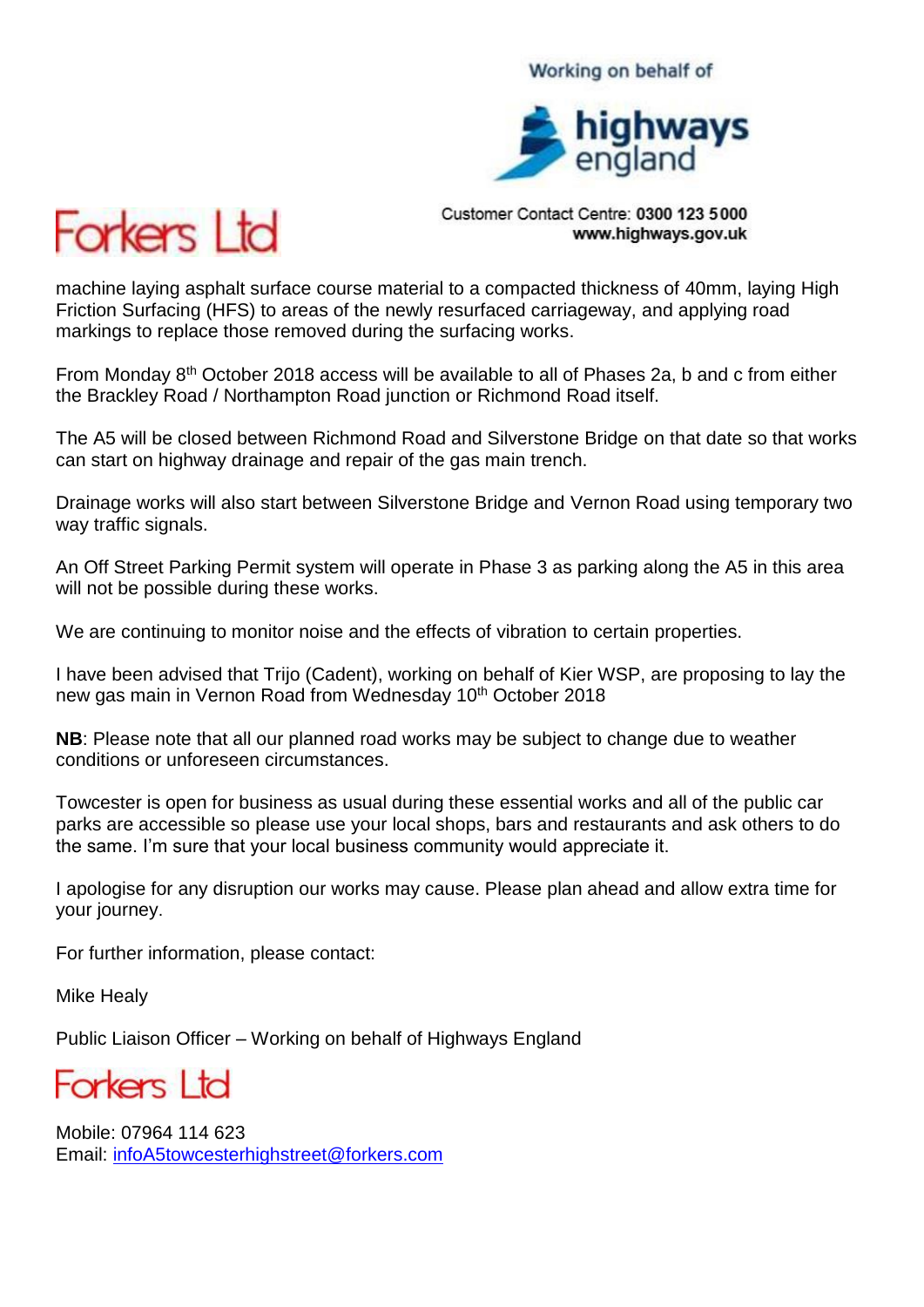Working on behalf of

highways england

Forkers Ltd

Customer Contact Centre: **0300 123 5000**
**www.highways.gov.uk**

machine laying asphalt surface course material to a compacted thickness of 40mm, laying High Friction Surfacing (HFS) to areas of the newly resurfaced carriageway, and applying road markings to replace those removed during the surfacing works.

From Monday 8th October 2018 access will be available to all of Phases 2a, b and c from either the Brackley Road / Northampton Road junction or Richmond Road itself.

The A5 will be closed between Richmond Road and Silverstone Bridge on that date so that works can start on highway drainage and repair of the gas main trench.

Drainage works will also start between Silverstone Bridge and Vernon Road using temporary two way traffic signals.

An Off Street Parking Permit system will operate in Phase 3 as parking along the A5 in this area will not be possible during these works.

We are continuing to monitor noise and the effects of vibration to certain properties.

I have been advised that Trijo (Cadent), working on behalf of Kier WSP, are proposing to lay the new gas main in Vernon Road from Wednesday 10th October 2018

**NB**: Please note that all our planned road works may be subject to change due to weather conditions or unforeseen circumstances.

Towcester is open for business as usual during these essential works and all of the public car parks are accessible so please use your local shops, bars and restaurants and ask others to do the same. I'm sure that your local business community would appreciate it.

I apologise for any disruption our works may cause. Please plan ahead and allow extra time for your journey.

For further information, please contact:

Mike Healy

Public Liaison Officer – Working on behalf of Highways England

Forkers Ltd

Mobile: 07964 114 623
Email: infoA5towcesterhighstreet@forkers.com